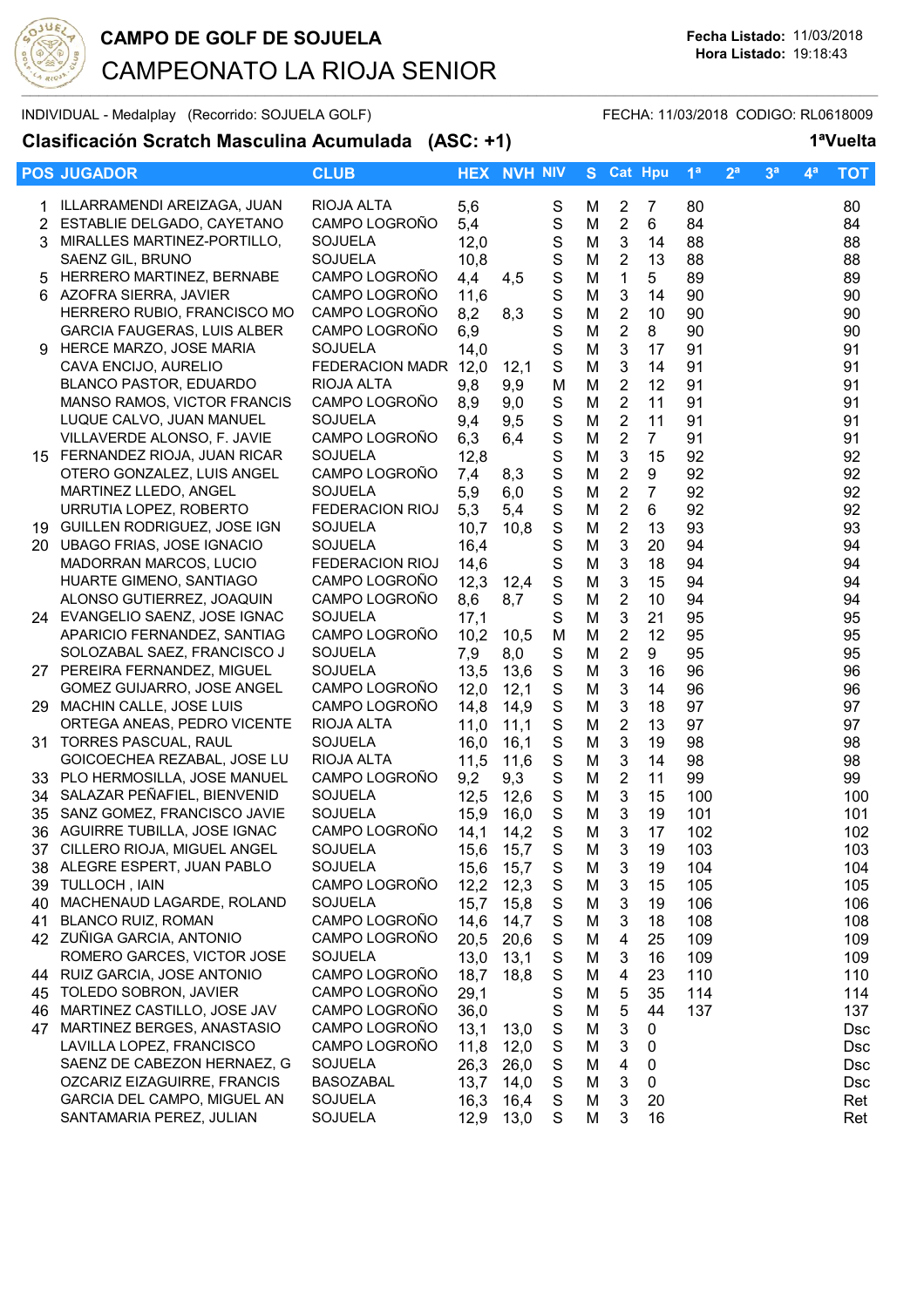# CAMPO DE GOLF DE SOJUELA

# CAMPEONATO LA RIOJA SENIOR

**Fecha Listado:** 11/03/2018
**Hora Listado:** 19:18:43

INDIVIDUAL - Medalplay (Recorrido: SOJUELA GOLF) FECHA: 11/03/2018 CODIGO: RL0618009

## Clasificación Scratch Masculina Acumulada (ASC: +1) 1ªVuelta

| POS | JUGADOR | CLUB | HEX | NVH | NIV | S | Cat | Hpu | 1ª | 2ª | 3ª | 4ª | TOT |
|---|---|---|---|---|---|---|---|---|---|---|---|---|---|
| 1 | ILLARRAMENDI AREIZAGA, JUAN | RIOJA ALTA | 5,6 | | S | M | 2 | 7 | 80 | | | | 80 |
| 2 | ESTABLIE DELGADO, CAYETANO | CAMPO LOGROÑO | 5,4 | | S | M | 2 | 6 | 84 | | | | 84 |
| 3 | MIRALLES MARTINEZ-PORTILLO, | SOJUELA | 12,0 | | S | M | 3 | 14 | 88 | | | | 88 |
| | SAENZ GIL, BRUNO | SOJUELA | 10,8 | | S | M | 2 | 13 | 88 | | | | 88 |
| 5 | HERRERO MARTINEZ, BERNABE | CAMPO LOGROÑO | 4,4 | 4,5 | S | M | 1 | 5 | 89 | | | | 89 |
| 6 | AZOFRA SIERRA, JAVIER | CAMPO LOGROÑO | 11,6 | | S | M | 3 | 14 | 90 | | | | 90 |
| | HERRERO RUBIO, FRANCISCO MO | CAMPO LOGROÑO | 8,2 | 8,3 | S | M | 2 | 10 | 90 | | | | 90 |
| | GARCIA FAUGERAS, LUIS ALBER | CAMPO LOGROÑO | 6,9 | | S | M | 2 | 8 | 90 | | | | 90 |
| 9 | HERCE MARZO, JOSE MARIA | SOJUELA | 14,0 | | S | M | 3 | 17 | 91 | | | | 91 |
| | CAVA ENCIJO, AURELIO | FEDERACION MADR | 12,0 | 12,1 | S | M | 3 | 14 | 91 | | | | 91 |
| | BLANCO PASTOR, EDUARDO | RIOJA ALTA | 9,8 | 9,9 | M | M | 2 | 12 | 91 | | | | 91 |
| | MANSO RAMOS, VICTOR FRANCIS | CAMPO LOGROÑO | 8,9 | 9,0 | S | M | 2 | 11 | 91 | | | | 91 |
| | LUQUE CALVO, JUAN MANUEL | SOJUELA | 9,4 | 9,5 | S | M | 2 | 11 | 91 | | | | 91 |
| | VILLAVERDE ALONSO, F. JAVIE | CAMPO LOGROÑO | 6,3 | 6,4 | S | M | 2 | 7 | 91 | | | | 91 |
| 15 | FERNANDEZ RIOJA, JUAN RICAR | SOJUELA | 12,8 | | S | M | 3 | 15 | 92 | | | | 92 |
| | OTERO GONZALEZ, LUIS ANGEL | CAMPO LOGROÑO | 7,4 | 8,3 | S | M | 2 | 9 | 92 | | | | 92 |
| | MARTINEZ LLEDO, ANGEL | SOJUELA | 5,9 | 6,0 | S | M | 2 | 7 | 92 | | | | 92 |
| | URRUTIA LOPEZ, ROBERTO | FEDERACION RIOJ | 5,3 | 5,4 | S | M | 2 | 6 | 92 | | | | 92 |
| 19 | GUILLEN RODRIGUEZ, JOSE IGN | SOJUELA | 10,7 | 10,8 | S | M | 2 | 13 | 93 | | | | 93 |
| 20 | UBAGO FRIAS, JOSE IGNACIO | SOJUELA | 16,4 | | S | M | 3 | 20 | 94 | | | | 94 |
| | MADORRAN MARCOS, LUCIO | FEDERACION RIOJ | 14,6 | | S | M | 3 | 18 | 94 | | | | 94 |
| | HUARTE GIMENO, SANTIAGO | CAMPO LOGROÑO | 12,3 | 12,4 | S | M | 3 | 15 | 94 | | | | 94 |
| | ALONSO GUTIERREZ, JOAQUIN | CAMPO LOGROÑO | 8,6 | 8,7 | S | M | 2 | 10 | 94 | | | | 94 |
| 24 | EVANGELIO SAENZ, JOSE IGNAC | SOJUELA | 17,1 | | S | M | 3 | 21 | 95 | | | | 95 |
| | APARICIO FERNANDEZ, SANTIAG | CAMPO LOGROÑO | 10,2 | 10,5 | M | M | 2 | 12 | 95 | | | | 95 |
| | SOLOZABAL SAEZ, FRANCISCO J | SOJUELA | 7,9 | 8,0 | S | M | 2 | 9 | 95 | | | | 95 |
| 27 | PEREIRA FERNANDEZ, MIGUEL | SOJUELA | 13,5 | 13,6 | S | M | 3 | 16 | 96 | | | | 96 |
| | GOMEZ GUIJARRO, JOSE ANGEL | CAMPO LOGROÑO | 12,0 | 12,1 | S | M | 3 | 14 | 96 | | | | 96 |
| 29 | MACHIN CALLE, JOSE LUIS | CAMPO LOGROÑO | 14,8 | 14,9 | S | M | 3 | 18 | 97 | | | | 97 |
| | ORTEGA ANEAS, PEDRO VICENTE | RIOJA ALTA | 11,0 | 11,1 | S | M | 2 | 13 | 97 | | | | 97 |
| 31 | TORRES PASCUAL, RAUL | SOJUELA | 16,0 | 16,1 | S | M | 3 | 19 | 98 | | | | 98 |
| | GOICOECHEA REZABAL, JOSE LU | RIOJA ALTA | 11,5 | 11,6 | S | M | 3 | 14 | 98 | | | | 98 |
| 33 | PLO HERMOSILLA, JOSE MANUEL | CAMPO LOGROÑO | 9,2 | 9,3 | S | M | 2 | 11 | 99 | | | | 99 |
| 34 | SALAZAR PEÑAFIEL, BIENVENID | SOJUELA | 12,5 | 12,6 | S | M | 3 | 15 | 100 | | | | 100 |
| 35 | SANZ GOMEZ, FRANCISCO JAVIE | SOJUELA | 15,9 | 16,0 | S | M | 3 | 19 | 101 | | | | 101 |
| 36 | AGUIRRE TUBILLA, JOSE IGNAC | CAMPO LOGROÑO | 14,1 | 14,2 | S | M | 3 | 17 | 102 | | | | 102 |
| 37 | CILLERO RIOJA, MIGUEL ANGEL | SOJUELA | 15,6 | 15,7 | S | M | 3 | 19 | 103 | | | | 103 |
| 38 | ALEGRE ESPERT, JUAN PABLO | SOJUELA | 15,6 | 15,7 | S | M | 3 | 19 | 104 | | | | 104 |
| 39 | TULLOCH , IAIN | CAMPO LOGROÑO | 12,2 | 12,3 | S | M | 3 | 15 | 105 | | | | 105 |
| 40 | MACHENAUD LAGARDE, ROLAND | SOJUELA | 15,7 | 15,8 | S | M | 3 | 19 | 106 | | | | 106 |
| 41 | BLANCO RUIZ, ROMAN | CAMPO LOGROÑO | 14,6 | 14,7 | S | M | 3 | 18 | 108 | | | | 108 |
| 42 | ZUÑIGA GARCIA, ANTONIO | CAMPO LOGROÑO | 20,5 | 20,6 | S | M | 4 | 25 | 109 | | | | 109 |
| | ROMERO GARCES, VICTOR JOSE | SOJUELA | 13,0 | 13,1 | S | M | 3 | 16 | 109 | | | | 109 |
| 44 | RUIZ GARCIA, JOSE ANTONIO | CAMPO LOGROÑO | 18,7 | 18,8 | S | M | 4 | 23 | 110 | | | | 110 |
| 45 | TOLEDO SOBRON, JAVIER | CAMPO LOGROÑO | 29,1 | | S | M | 5 | 35 | 114 | | | | 114 |
| 46 | MARTINEZ CASTILLO, JOSE JAV | CAMPO LOGROÑO | 36,0 | | S | M | 5 | 44 | 137 | | | | 137 |
| 47 | MARTINEZ BERGES, ANASTASIO | CAMPO LOGROÑO | 13,1 | 13,0 | S | M | 3 | 0 | | | | | Dsc |
| | LAVILLA LOPEZ, FRANCISCO | CAMPO LOGROÑO | 11,8 | 12,0 | S | M | 3 | 0 | | | | | Dsc |
| | SAENZ DE CABEZON HERNAEZ, G | SOJUELA | 26,3 | 26,0 | S | M | 4 | 0 | | | | | Dsc |
| | OZCARIZ EIZAGUIRRE, FRANCIS | BASOZABAL | 13,7 | 14,0 | S | M | 3 | 0 | | | | | Dsc |
| | GARCIA DEL CAMPO, MIGUEL AN | SOJUELA | 16,3 | 16,4 | S | M | 3 | 20 | | | | | Ret |
| | SANTAMARIA PEREZ, JULIAN | SOJUELA | 12,9 | 13,0 | S | M | 3 | 16 | | | | | Ret |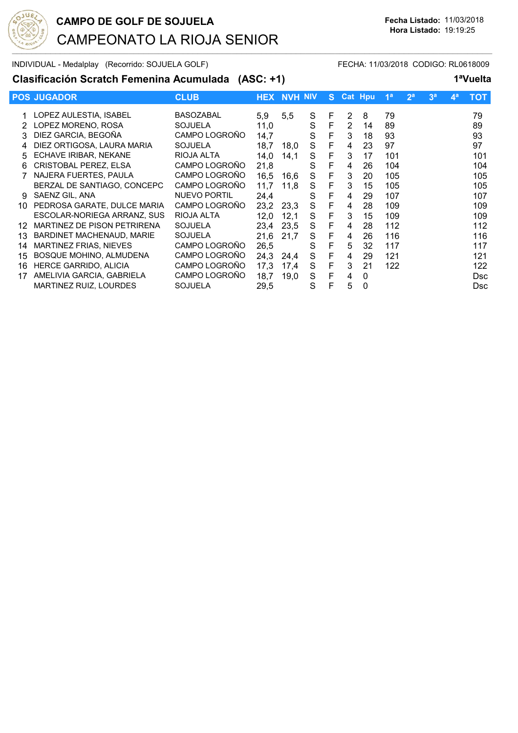# CAMPO DE GOLF DE SOJUELA

## CAMPEONATO LA RIOJA SENIOR

**Fecha Listado:** 11/03/2018
**Hora Listado:** 19:19:25

INDIVIDUAL - Medalplay (Recorrido: SOJUELA GOLF) FECHA: 11/03/2018 CODIGO: RL0618009

### Clasificación Scratch Femenina Acumulada (ASC: +1) 1ªVuelta

| POS | JUGADOR | CLUB | HEX | NVH | NIV | S | Cat | Hpu | 1ª | 2ª | 3ª | 4ª | TOT |
|---|---|---|---|---|---|---|---|---|---|---|---|---|---|
| 1 | LOPEZ AULESTIA, ISABEL | BASOZABAL | 5,9 | 5,5 | S | F | 2 | 8 | 79 | | | | 79 |
| 2 | LOPEZ MORENO, ROSA | SOJUELA | 11,0 | | S | F | 2 | 14 | 89 | | | | 89 |
| 3 | DIEZ GARCIA, BEGOÑA | CAMPO LOGROÑO | 14,7 | | S | F | 3 | 18 | 93 | | | | 93 |
| 4 | DIEZ ORTIGOSA, LAURA MARIA | SOJUELA | 18,7 | 18,0 | S | F | 4 | 23 | 97 | | | | 97 |
| 5 | ECHAVE IRIBAR, NEKANE | RIOJA ALTA | 14,0 | 14,1 | S | F | 3 | 17 | 101 | | | | 101 |
| 6 | CRISTOBAL PEREZ, ELSA | CAMPO LOGROÑO | 21,8 | | S | F | 4 | 26 | 104 | | | | 104 |
| 7 | NAJERA FUERTES, PAULA | CAMPO LOGROÑO | 16,5 | 16,6 | S | F | 3 | 20 | 105 | | | | 105 |
| | BERZAL DE SANTIAGO, CONCEPC | CAMPO LOGROÑO | 11,7 | 11,8 | S | F | 3 | 15 | 105 | | | | 105 |
| 9 | SAENZ GIL, ANA | NUEVO PORTIL | 24,4 | | S | F | 4 | 29 | 107 | | | | 107 |
| 10 | PEDROSA GARATE, DULCE MARIA | CAMPO LOGROÑO | 23,2 | 23,3 | S | F | 4 | 28 | 109 | | | | 109 |
| | ESCOLAR-NORIEGA ARRANZ, SUS | RIOJA ALTA | 12,0 | 12,1 | S | F | 3 | 15 | 109 | | | | 109 |
| 12 | MARTINEZ DE PISON PETRIRENA | SOJUELA | 23,4 | 23,5 | S | F | 4 | 28 | 112 | | | | 112 |
| 13 | BARDINET MACHENAUD, MARIE | SOJUELA | 21,6 | 21,7 | S | F | 4 | 26 | 116 | | | | 116 |
| 14 | MARTINEZ FRIAS, NIEVES | CAMPO LOGROÑO | 26,5 | | S | F | 5 | 32 | 117 | | | | 117 |
| 15 | BOSQUE MOHINO, ALMUDENA | CAMPO LOGROÑO | 24,3 | 24,4 | S | F | 4 | 29 | 121 | | | | 121 |
| 16 | HERCE GARRIDO, ALICIA | CAMPO LOGROÑO | 17,3 | 17,4 | S | F | 3 | 21 | 122 | | | | 122 |
| 17 | AMELIVIA GARCIA, GABRIELA | CAMPO LOGROÑO | 18,7 | 19,0 | S | F | 4 | 0 | | | | | Dsc |
| | MARTINEZ RUIZ, LOURDES | SOJUELA | 29,5 | | S | F | 5 | 0 | | | | | Dsc |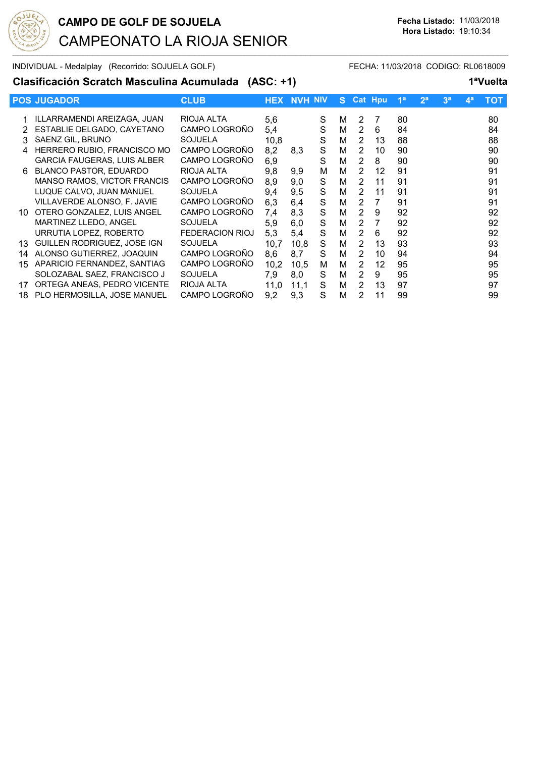# CAMPO DE GOLF DE SOJUELA

## CAMPEONATO LA RIOJA SENIOR

**Fecha Listado:** 11/03/2018
**Hora Listado:** 19:10:34

INDIVIDUAL - Medalplay (Recorrido: SOJUELA GOLF)

FECHA: 11/03/2018 CODIGO: RL0618009

### Clasificación Scratch Masculina Acumulada (ASC: +1)

**1ªVuelta**

| POS | JUGADOR | CLUB | HEX | NVH | NIV | S | Cat | Hpu | 1ª | 2ª | 3ª | 4ª | TOT |
|---|---|---|---|---|---|---|---|---|---|---|---|---|---|
| 1 | ILLARRAMENDI AREIZAGA, JUAN | RIOJA ALTA | 5,6 | | S | M | 2 | 7 | 80 | | | | 80 |
| 2 | ESTABLIE DELGADO, CAYETANO | CAMPO LOGROÑO | 5,4 | | S | M | 2 | 6 | 84 | | | | 84 |
| 3 | SAENZ GIL, BRUNO | SOJUELA | 10,8 | | S | M | 2 | 13 | 88 | | | | 88 |
| 4 | HERRERO RUBIO, FRANCISCO MO | CAMPO LOGROÑO | 8,2 | 8,3 | S | M | 2 | 10 | 90 | | | | 90 |
| | GARCIA FAUGERAS, LUIS ALBER | CAMPO LOGROÑO | 6,9 | | S | M | 2 | 8 | 90 | | | | 90 |
| 6 | BLANCO PASTOR, EDUARDO | RIOJA ALTA | 9,8 | 9,9 | M | M | 2 | 12 | 91 | | | | 91 |
| | MANSO RAMOS, VICTOR FRANCIS | CAMPO LOGROÑO | 8,9 | 9,0 | S | M | 2 | 11 | 91 | | | | 91 |
| | LUQUE CALVO, JUAN MANUEL | SOJUELA | 9,4 | 9,5 | S | M | 2 | 11 | 91 | | | | 91 |
| | VILLAVERDE ALONSO, F. JAVIE | CAMPO LOGROÑO | 6,3 | 6,4 | S | M | 2 | 7 | 91 | | | | 91 |
| 10 | OTERO GONZALEZ, LUIS ANGEL | CAMPO LOGROÑO | 7,4 | 8,3 | S | M | 2 | 9 | 92 | | | | 92 |
| | MARTINEZ LLEDO, ANGEL | SOJUELA | 5,9 | 6,0 | S | M | 2 | 7 | 92 | | | | 92 |
| | URRUTIA LOPEZ, ROBERTO | FEDERACION RIOJ | 5,3 | 5,4 | S | M | 2 | 6 | 92 | | | | 92 |
| 13 | GUILLEN RODRIGUEZ, JOSE IGN | SOJUELA | 10,7 | 10,8 | S | M | 2 | 13 | 93 | | | | 93 |
| 14 | ALONSO GUTIERREZ, JOAQUIN | CAMPO LOGROÑO | 8,6 | 8,7 | S | M | 2 | 10 | 94 | | | | 94 |
| 15 | APARICIO FERNANDEZ, SANTIAG | CAMPO LOGROÑO | 10,2 | 10,5 | M | M | 2 | 12 | 95 | | | | 95 |
| | SOLOZABAL SAEZ, FRANCISCO J | SOJUELA | 7,9 | 8,0 | S | M | 2 | 9 | 95 | | | | 95 |
| 17 | ORTEGA ANEAS, PEDRO VICENTE | RIOJA ALTA | 11,0 | 11,1 | S | M | 2 | 13 | 97 | | | | 97 |
| 18 | PLO HERMOSILLA, JOSE MANUEL | CAMPO LOGROÑO | 9,2 | 9,3 | S | M | 2 | 11 | 99 | | | | 99 |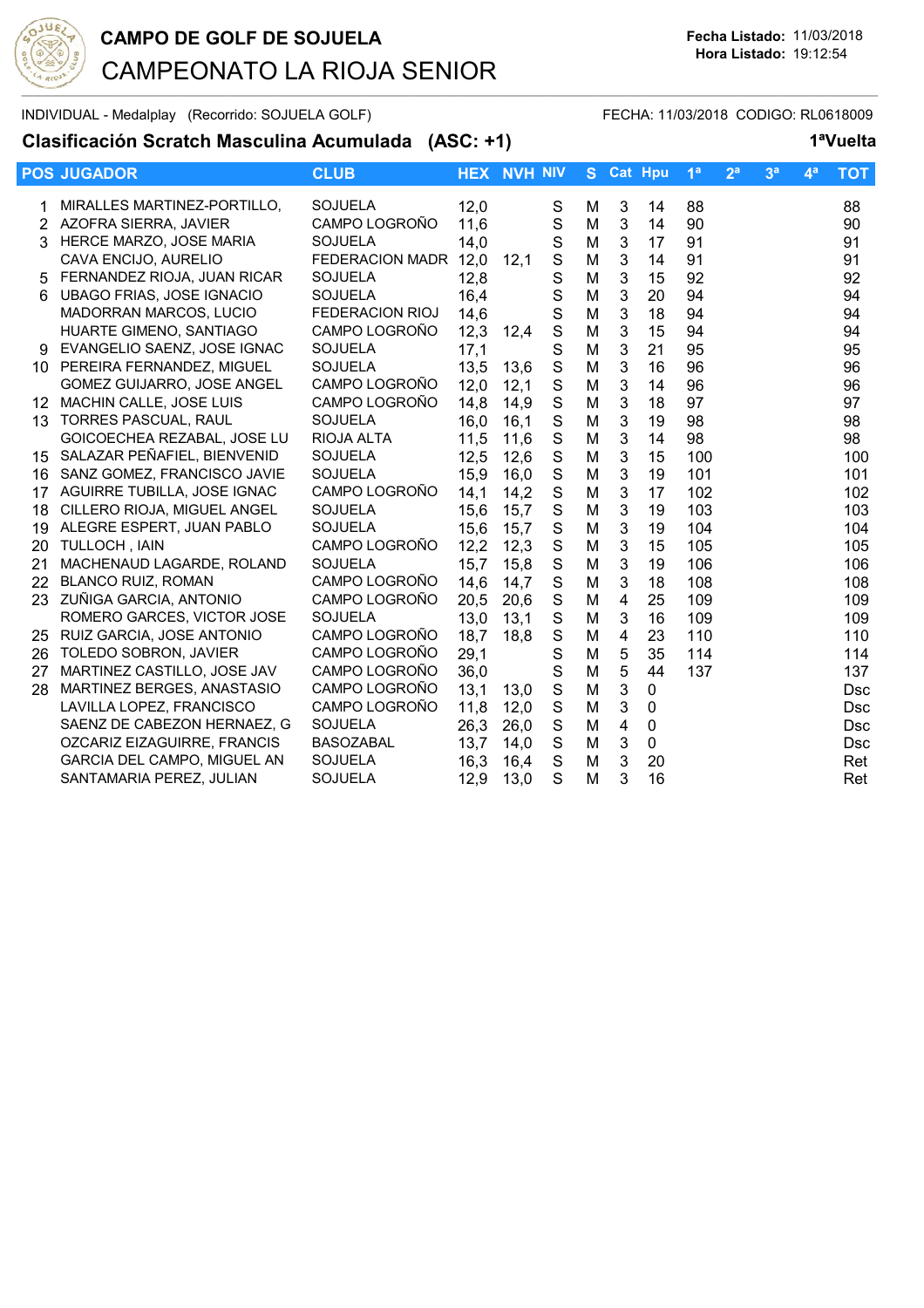**CAMPO DE GOLF DE SOJUELA**

# CAMPEONATO LA RIOJA SENIOR

**Fecha Listado:** 11/03/2018
**Hora Listado:** 19:12:54

INDIVIDUAL - Medalplay (Recorrido: SOJUELA GOLF) FECHA: 11/03/2018 CODIGO: RL0618009

## Clasificación Scratch Masculina Acumulada (ASC: +1) 1ªVuelta

| POS | JUGADOR | CLUB | HEX | NVH | NIV | S | Cat | Hpu | 1ª | 2ª | 3ª | 4ª | TOT |
|---|---|---|---|---|---|---|---|---|---|---|---|---|---|
| 1 | MIRALLES MARTINEZ-PORTILLO, | SOJUELA | 12,0 | | S | M | 3 | 14 | 88 | | | | 88 |
| 2 | AZOFRA SIERRA, JAVIER | CAMPO LOGROÑO | 11,6 | | S | M | 3 | 14 | 90 | | | | 90 |
| 3 | HERCE MARZO, JOSE MARIA | SOJUELA | 14,0 | | S | M | 3 | 17 | 91 | | | | 91 |
| | CAVA ENCIJO, AURELIO | FEDERACION MADR | 12,0 | 12,1 | S | M | 3 | 14 | 91 | | | | 91 |
| 5 | FERNANDEZ RIOJA, JUAN RICAR | SOJUELA | 12,8 | | S | M | 3 | 15 | 92 | | | | 92 |
| 6 | UBAGO FRIAS, JOSE IGNACIO | SOJUELA | 16,4 | | S | M | 3 | 20 | 94 | | | | 94 |
| | MADORRAN MARCOS, LUCIO | FEDERACION RIOJ | 14,6 | | S | M | 3 | 18 | 94 | | | | 94 |
| | HUARTE GIMENO, SANTIAGO | CAMPO LOGROÑO | 12,3 | 12,4 | S | M | 3 | 15 | 94 | | | | 94 |
| 9 | EVANGELIO SAENZ, JOSE IGNAC | SOJUELA | 17,1 | | S | M | 3 | 21 | 95 | | | | 95 |
| 10 | PEREIRA FERNANDEZ, MIGUEL | SOJUELA | 13,5 | 13,6 | S | M | 3 | 16 | 96 | | | | 96 |
| | GOMEZ GUIJARRO, JOSE ANGEL | CAMPO LOGROÑO | 12,0 | 12,1 | S | M | 3 | 14 | 96 | | | | 96 |
| 12 | MACHIN CALLE, JOSE LUIS | CAMPO LOGROÑO | 14,8 | 14,9 | S | M | 3 | 18 | 97 | | | | 97 |
| 13 | TORRES PASCUAL, RAUL | SOJUELA | 16,0 | 16,1 | S | M | 3 | 19 | 98 | | | | 98 |
| | GOICOECHEA REZABAL, JOSE LU | RIOJA ALTA | 11,5 | 11,6 | S | M | 3 | 14 | 98 | | | | 98 |
| 15 | SALAZAR PEÑAFIEL, BIENVENID | SOJUELA | 12,5 | 12,6 | S | M | 3 | 15 | 100 | | | | 100 |
| 16 | SANZ GOMEZ, FRANCISCO JAVIE | SOJUELA | 15,9 | 16,0 | S | M | 3 | 19 | 101 | | | | 101 |
| 17 | AGUIRRE TUBILLA, JOSE IGNAC | CAMPO LOGROÑO | 14,1 | 14,2 | S | M | 3 | 17 | 102 | | | | 102 |
| 18 | CILLERO RIOJA, MIGUEL ANGEL | SOJUELA | 15,6 | 15,7 | S | M | 3 | 19 | 103 | | | | 103 |
| 19 | ALEGRE ESPERT, JUAN PABLO | SOJUELA | 15,6 | 15,7 | S | M | 3 | 19 | 104 | | | | 104 |
| 20 | TULLOCH , IAIN | CAMPO LOGROÑO | 12,2 | 12,3 | S | M | 3 | 15 | 105 | | | | 105 |
| 21 | MACHENAUD LAGARDE, ROLAND | SOJUELA | 15,7 | 15,8 | S | M | 3 | 19 | 106 | | | | 106 |
| 22 | BLANCO RUIZ, ROMAN | CAMPO LOGROÑO | 14,6 | 14,7 | S | M | 3 | 18 | 108 | | | | 108 |
| 23 | ZUÑIGA GARCIA, ANTONIO | CAMPO LOGROÑO | 20,5 | 20,6 | S | M | 4 | 25 | 109 | | | | 109 |
| | ROMERO GARCES, VICTOR JOSE | SOJUELA | 13,0 | 13,1 | S | M | 3 | 16 | 109 | | | | 109 |
| 25 | RUIZ GARCIA, JOSE ANTONIO | CAMPO LOGROÑO | 18,7 | 18,8 | S | M | 4 | 23 | 110 | | | | 110 |
| 26 | TOLEDO SOBRON, JAVIER | CAMPO LOGROÑO | 29,1 | | S | M | 5 | 35 | 114 | | | | 114 |
| 27 | MARTINEZ CASTILLO, JOSE JAV | CAMPO LOGROÑO | 36,0 | | S | M | 5 | 44 | 137 | | | | 137 |
| 28 | MARTINEZ BERGES, ANASTASIO | CAMPO LOGROÑO | 13,1 | 13,0 | S | M | 3 | 0 | | | | | Dsc |
| | LAVILLA LOPEZ, FRANCISCO | CAMPO LOGROÑO | 11,8 | 12,0 | S | M | 3 | 0 | | | | | Dsc |
| | SAENZ DE CABEZON HERNAEZ, G | SOJUELA | 26,3 | 26,0 | S | M | 4 | 0 | | | | | Dsc |
| | OZCARIZ EIZAGUIRRE, FRANCIS | BASOZABAL | 13,7 | 14,0 | S | M | 3 | 0 | | | | | Dsc |
| | GARCIA DEL CAMPO, MIGUEL AN | SOJUELA | 16,3 | 16,4 | S | M | 3 | 20 | | | | | Ret |
| | SANTAMARIA PEREZ, JULIAN | SOJUELA | 12,9 | 13,0 | S | M | 3 | 16 | | | | | Ret |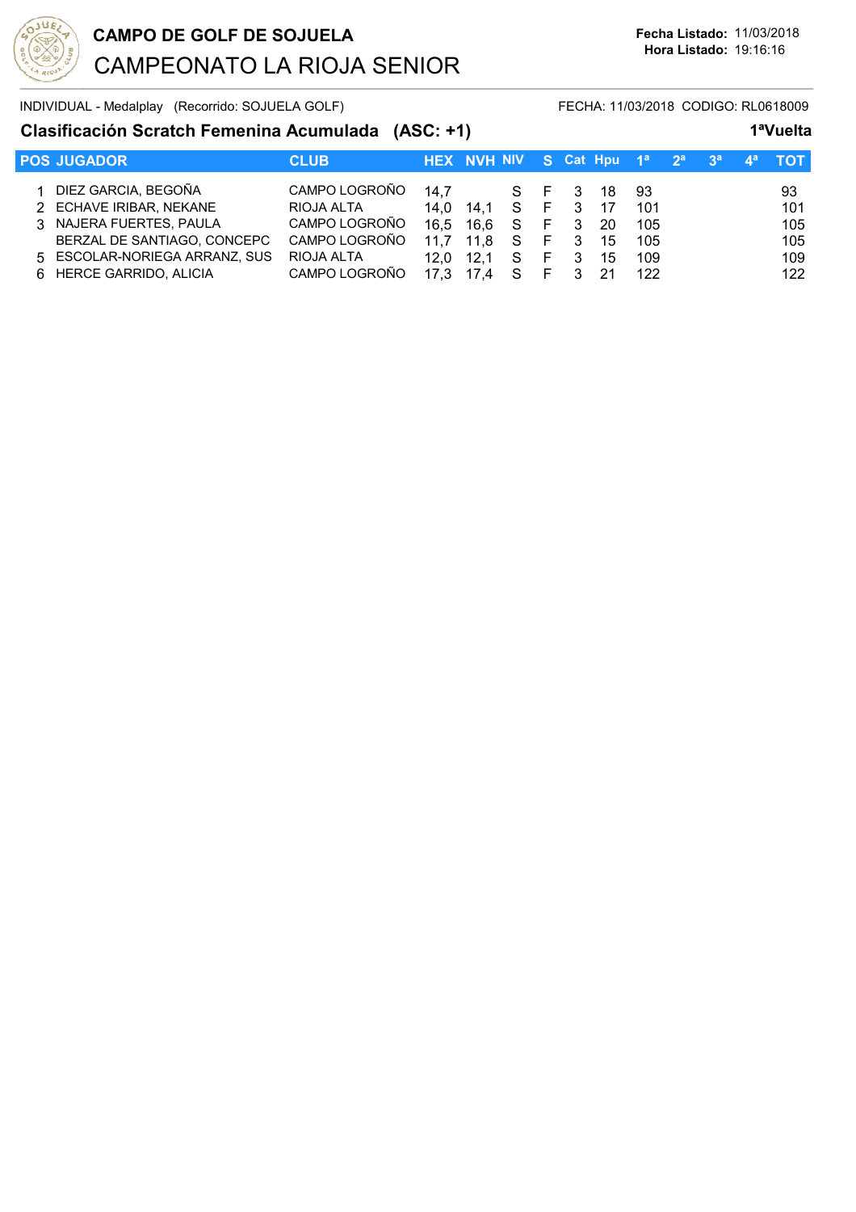# CAMPO DE GOLF DE SOJUELA

## CAMPEONATO LA RIOJA SENIOR

**Fecha Listado:** 11/03/2018
**Hora Listado:** 19:16:16

INDIVIDUAL - Medalplay (Recorrido: SOJUELA GOLF) FECHA: 11/03/2018 CODIGO: RL0618009

### Clasificación Scratch Femenina Acumulada (ASC: +1) 1ªVuelta

| POS | JUGADOR | CLUB | HEX | NVH | NIV | S | Cat | Hpu | 1ª | 2ª | 3ª | 4ª | TOT |
|---|---|---|---|---|---|---|---|---|---|---|---|---|---|
| 1 | DIEZ GARCIA, BEGOÑA | CAMPO LOGROÑO | 14,7 | | S | F | 3 | 18 | 93 | | | | 93 |
| 2 | ECHAVE IRIBAR, NEKANE | RIOJA ALTA | 14,0 | 14,1 | S | F | 3 | 17 | 101 | | | | 101 |
| 3 | NAJERA FUERTES, PAULA | CAMPO LOGROÑO | 16,5 | 16,6 | S | F | 3 | 20 | 105 | | | | 105 |
| | BERZAL DE SANTIAGO, CONCEPC | CAMPO LOGROÑO | 11,7 | 11,8 | S | F | 3 | 15 | 105 | | | | 105 |
| 5 | ESCOLAR-NORIEGA ARRANZ, SUS | RIOJA ALTA | 12,0 | 12,1 | S | F | 3 | 15 | 109 | | | | 109 |
| 6 | HERCE GARRIDO, ALICIA | CAMPO LOGROÑO | 17,3 | 17,4 | S | F | 3 | 21 | 122 | | | | 122 |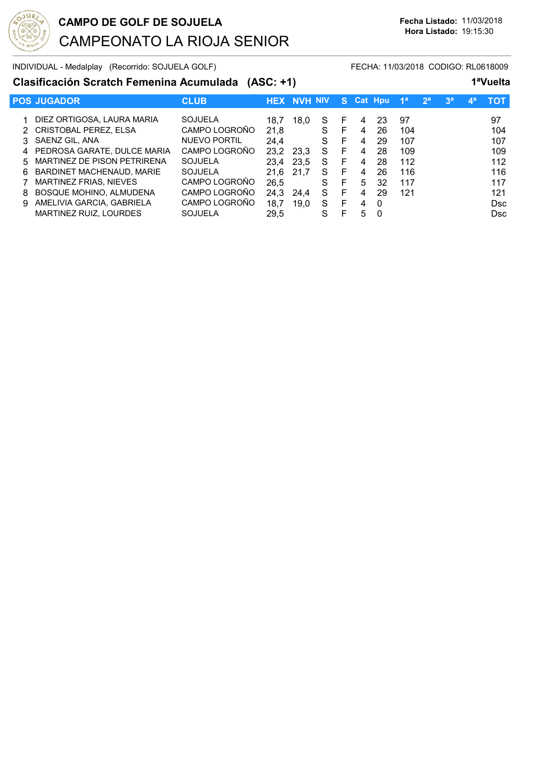# CAMPO DE GOLF DE SOJUELA

## CAMPEONATO LA RIOJA SENIOR

**Fecha Listado:** 11/03/2018
**Hora Listado:** 19:15:30

INDIVIDUAL - Medalplay (Recorrido: SOJUELA GOLF) FECHA: 11/03/2018 CODIGO: RL0618009

### Clasificación Scratch Femenina Acumulada (ASC: +1) 1ªVuelta

| POS | JUGADOR | CLUB | HEX | NVH | NIV | S | Cat | Hpu | 1ª | 2ª | 3ª | 4ª | TOT |
|---|---|---|---|---|---|---|---|---|---|---|---|---|---|
| 1 | DIEZ ORTIGOSA, LAURA MARIA | SOJUELA | 18,7 | 18,0 | S | F | 4 | 23 | 97 | | | | 97 |
| 2 | CRISTOBAL PEREZ, ELSA | CAMPO LOGROÑO | 21,8 | | S | F | 4 | 26 | 104 | | | | 104 |
| 3 | SAENZ GIL, ANA | NUEVO PORTIL | 24,4 | | S | F | 4 | 29 | 107 | | | | 107 |
| 4 | PEDROSA GARATE, DULCE MARIA | CAMPO LOGROÑO | 23,2 | 23,3 | S | F | 4 | 28 | 109 | | | | 109 |
| 5 | MARTINEZ DE PISON PETRIRENA | SOJUELA | 23,4 | 23,5 | S | F | 4 | 28 | 112 | | | | 112 |
| 6 | BARDINET MACHENAUD, MARIE | SOJUELA | 21,6 | 21,7 | S | F | 4 | 26 | 116 | | | | 116 |
| 7 | MARTINEZ FRIAS, NIEVES | CAMPO LOGROÑO | 26,5 | | S | F | 5 | 32 | 117 | | | | 117 |
| 8 | BOSQUE MOHINO, ALMUDENA | CAMPO LOGROÑO | 24,3 | 24,4 | S | F | 4 | 29 | 121 | | | | 121 |
| 9 | AMELIVIA GARCIA, GABRIELA | CAMPO LOGROÑO | 18,7 | 19,0 | S | F | 4 | 0 | | | | | Dsc |
| | MARTINEZ RUIZ, LOURDES | SOJUELA | 29,5 | | S | F | 5 | 0 | | | | | Dsc |